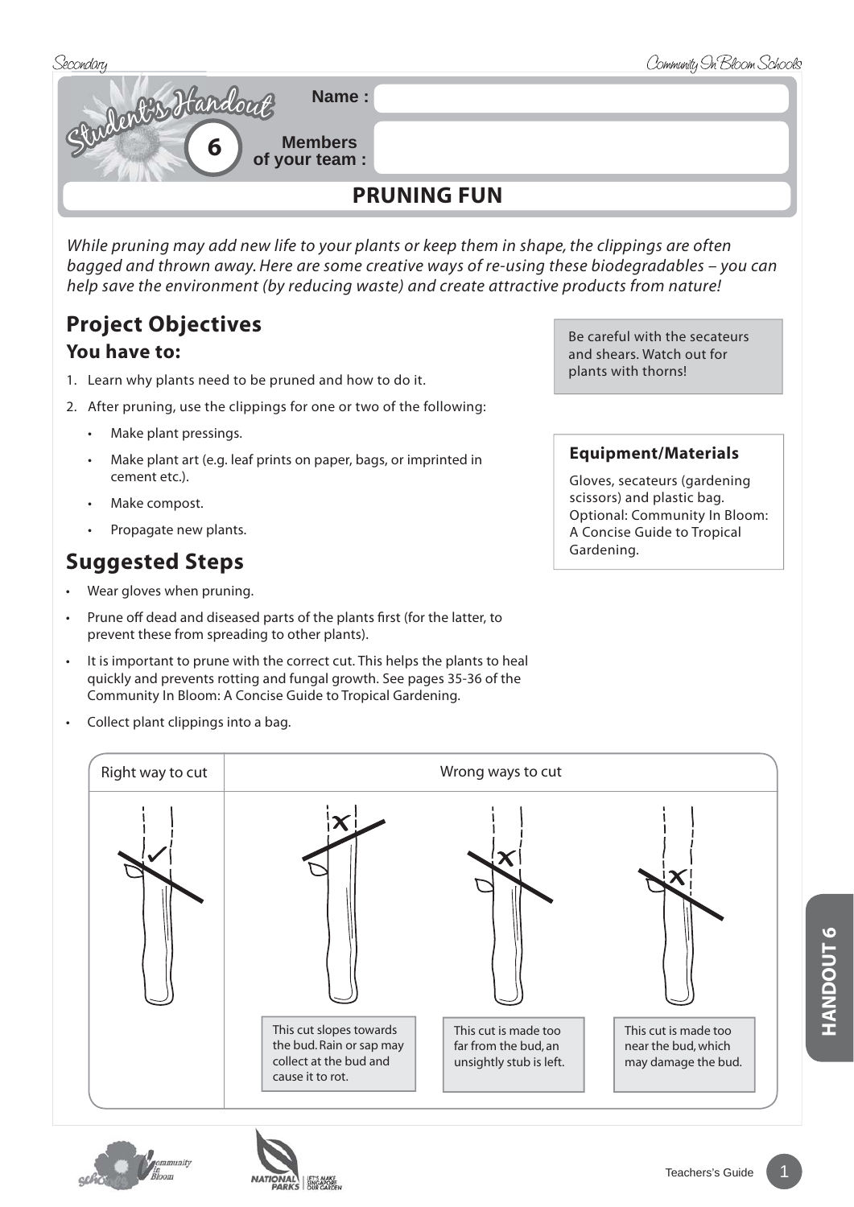Student's Handout 6

**Name :**

**Members of your team :**

# PRUNING FUN

*While pruning may add new life to your plants or keep them in shape, the clippings are often bagged and thrown away. Here are some creative ways of re-using these biodegradables – you can help save the environment (by reducing waste) and create attractive products from nature!*

## Project Objectives

### You have to:

1. Learn why plants need to be pruned and how to do it.
2. After pruning, use the clippings for one or two of the following:
   - Make plant pressings.
   - Make plant art (e.g. leaf prints on paper, bags, or imprinted in cement etc.).
   - Make compost.
   - Propagate new plants.

Be careful with the secateurs and shears. Watch out for plants with thorns!

**Equipment/Materials**

Gloves, secateurs (gardening scissors) and plastic bag. Optional: Community In Bloom: A Concise Guide to Tropical Gardening.

## Suggested Steps

- Wear gloves when pruning.
- Prune off dead and diseased parts of the plants first (for the latter, to prevent these from spreading to other plants).
- It is important to prune with the correct cut. This helps the plants to heal quickly and prevents rotting and fungal growth. See pages 35-36 of the Community In Bloom: A Concise Guide to Tropical Gardening.
- Collect plant clippings into a bag.

| Right way to cut | Wrong ways to cut | | |
|---|---|---|---|
| ✓ | This cut slopes towards the bud. Rain or sap may collect at the bud and cause it to rot. | This cut is made too far from the bud, an unsightly stub is left. | This cut is made too near the bud, which may damage the bud. |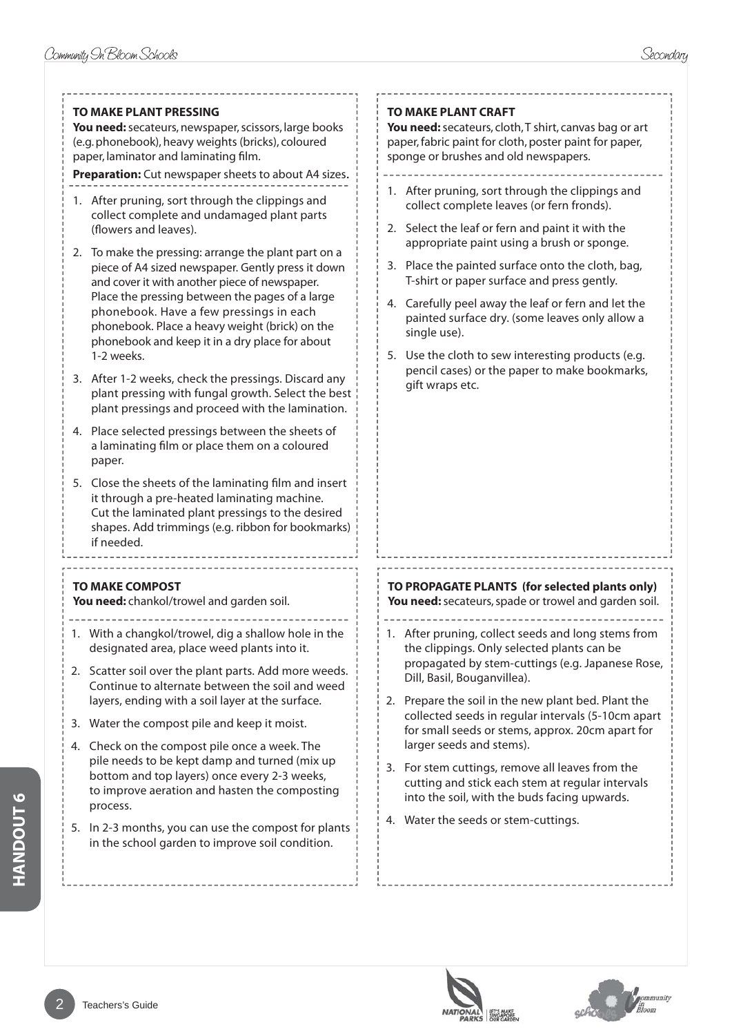## TO MAKE PLANT PRESSING

**You need:** secateurs, newspaper, scissors, large books (e.g. phonebook), heavy weights (bricks), coloured paper, laminator and laminating film.

**Preparation:** Cut newspaper sheets to about A4 sizes.

1. After pruning, sort through the clippings and collect complete and undamaged plant parts (flowers and leaves).
2. To make the pressing: arrange the plant part on a piece of A4 sized newspaper. Gently press it down and cover it with another piece of newspaper. Place the pressing between the pages of a large phonebook. Have a few pressings in each phonebook. Place a heavy weight (brick) on the phonebook and keep it in a dry place for about 1-2 weeks.
3. After 1-2 weeks, check the pressings. Discard any plant pressing with fungal growth. Select the best plant pressings and proceed with the lamination.
4. Place selected pressings between the sheets of a laminating film or place them on a coloured paper.
5. Close the sheets of the laminating film and insert it through a pre-heated laminating machine. Cut the laminated plant pressings to the desired shapes. Add trimmings (e.g. ribbon for bookmarks) if needed.

## TO MAKE PLANT CRAFT

**You need:** secateurs, cloth, T shirt, canvas bag or art paper, fabric paint for cloth, poster paint for paper, sponge or brushes and old newspapers.

1. After pruning, sort through the clippings and collect complete leaves (or fern fronds).
2. Select the leaf or fern and paint it with the appropriate paint using a brush or sponge.
3. Place the painted surface onto the cloth, bag, T-shirt or paper surface and press gently.
4. Carefully peel away the leaf or fern and let the painted surface dry. (some leaves only allow a single use).
5. Use the cloth to sew interesting products (e.g. pencil cases) or the paper to make bookmarks, gift wraps etc.

## TO MAKE COMPOST

**You need:** chankol/trowel and garden soil.

1. With a changkol/trowel, dig a shallow hole in the designated area, place weed plants into it.
2. Scatter soil over the plant parts. Add more weeds. Continue to alternate between the soil and weed layers, ending with a soil layer at the surface.
3. Water the compost pile and keep it moist.
4. Check on the compost pile once a week. The pile needs to be kept damp and turned (mix up bottom and top layers) once every 2-3 weeks, to improve aeration and hasten the composting process.
5. In 2-3 months, you can use the compost for plants in the school garden to improve soil condition.

## TO PROPAGATE PLANTS (for selected plants only)

**You need:** secateurs, spade or trowel and garden soil.

1. After pruning, collect seeds and long stems from the clippings. Only selected plants can be propagated by stem-cuttings (e.g. Japanese Rose, Dill, Basil, Bouganvillea).
2. Prepare the soil in the new plant bed. Plant the collected seeds in regular intervals (5-10cm apart for small seeds or stems, approx. 20cm apart for larger seeds and stems).
3. For stem cuttings, remove all leaves from the cutting and stick each stem at regular intervals into the soil, with the buds facing upwards.
4. Water the seeds or stem-cuttings.